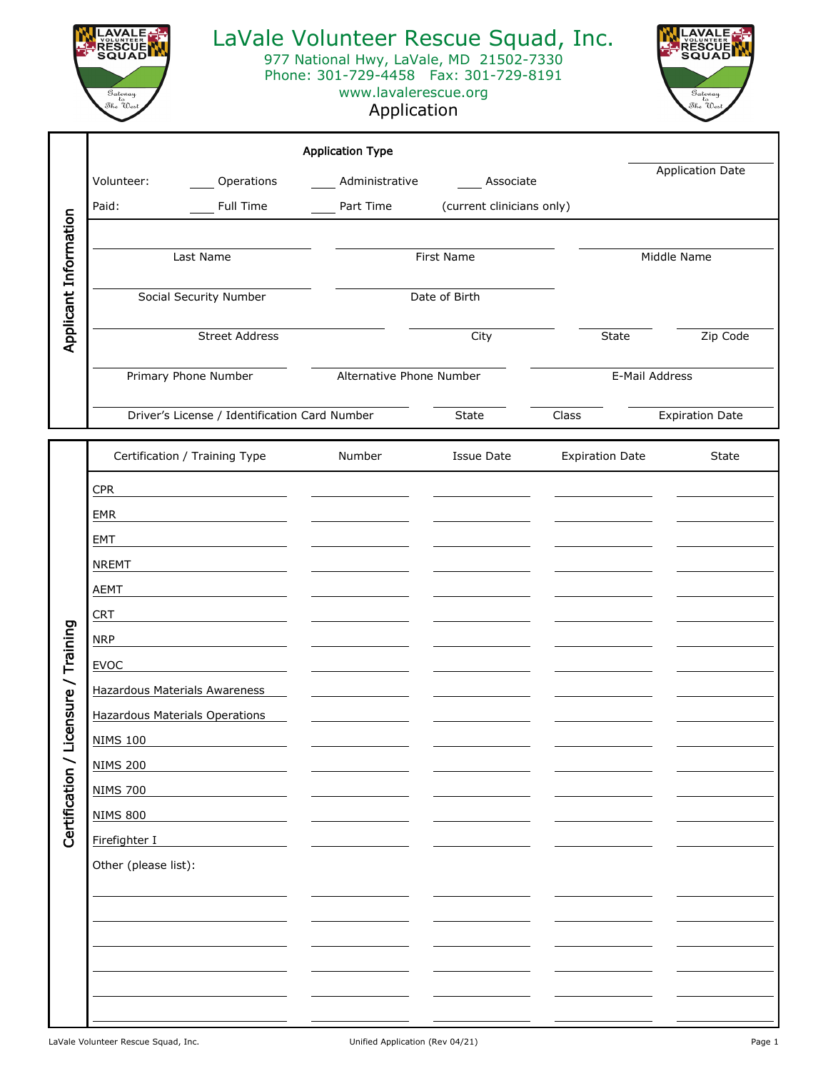# LaVale Volunteer Rescue Squad, Inc.

977 National Hwy, LaVale, MD 21502-7330
Phone: 301-729-4458 Fax: 301-729-8191
www.lavalerescue.org

## Application

### Applicant Information

**Application Type**

Volunteer: ____ Operations ____ Administrative ____ Associate

Paid: ____ Full Time ____ Part Time (current clinicians only)

Application Date: ____________________

| Last Name | First Name | Middle Name |
|---|---|---|
| | | |

| Social Security Number | Date of Birth |
|---|---|
| | |

| Street Address | City | State | Zip Code |
|---|---|---|---|
| | | | |

| Primary Phone Number | Alternative Phone Number | E-Mail Address |
|---|---|---|
| | | |

| Driver's License / Identification Card Number | State | Class | Expiration Date |
|---|---|---|---|
| | | | |

### Certification / Licensure / Training

| Certification / Training Type | Number | Issue Date | Expiration Date | State |
|---|---|---|---|---|
| CPR | | | | |
| EMR | | | | |
| EMT | | | | |
| NREMT | | | | |
| AEMT | | | | |
| CRT | | | | |
| NRP | | | | |
| EVOC | | | | |
| Hazardous Materials Awareness | | | | |
| Hazardous Materials Operations | | | | |
| NIMS 100 | | | | |
| NIMS 200 | | | | |
| NIMS 700 | | | | |
| NIMS 800 | | | | |
| Firefighter I | | | | |
| Other (please list): | | | | |
| | | | | |
| | | | | |
| | | | | |
| | | | | |
| | | | | |
| | | | | |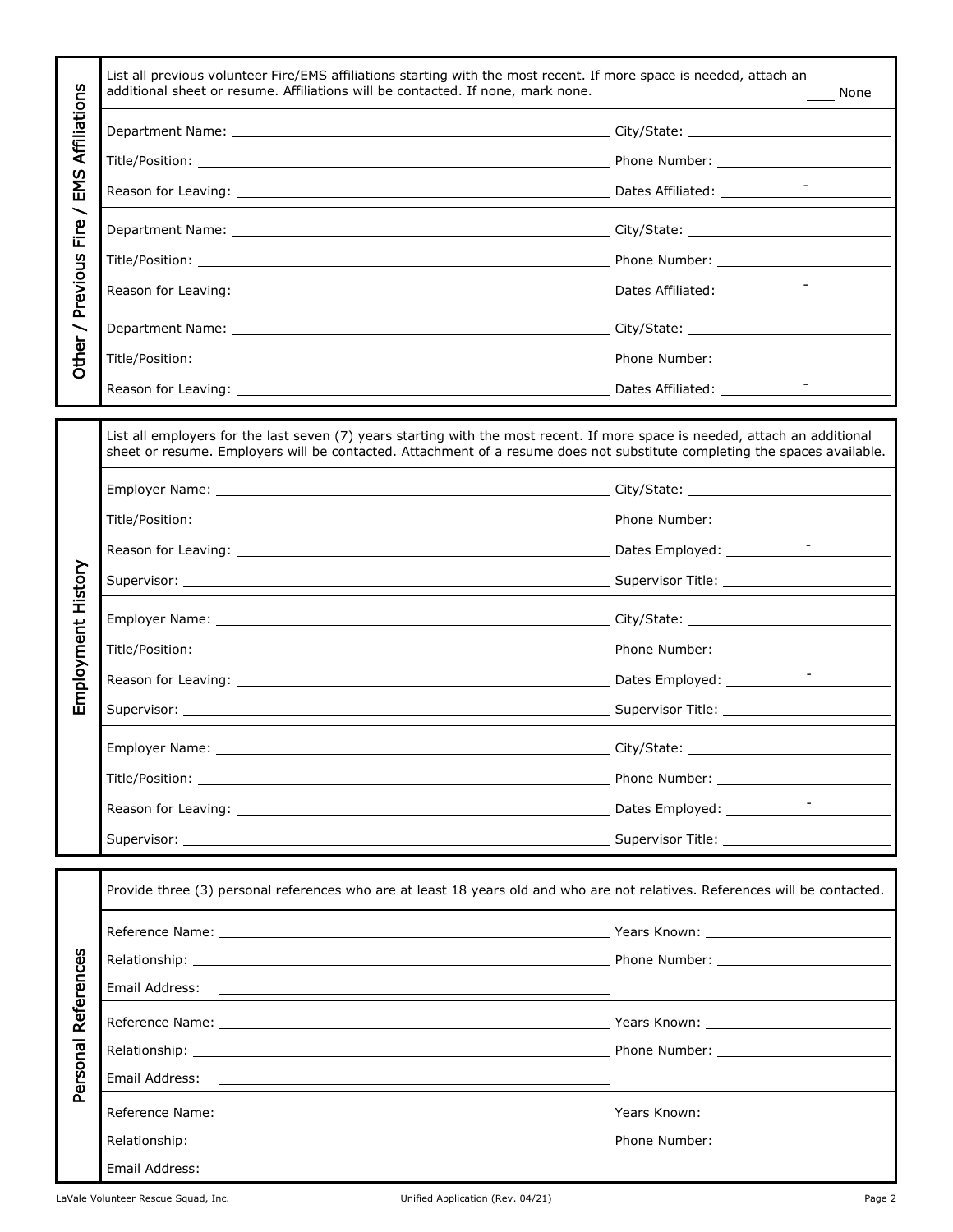## Other / Previous Fire / EMS Affiliations

List all previous volunteer Fire/EMS affiliations starting with the most recent. If more space is needed, attach an additional sheet or resume. Affiliations will be contacted. If none, mark none. ____ None

Department Name: ______________________ City/State: ______________________

Title/Position: ______________________ Phone Number: ______________________

Reason for Leaving: ______________________ Dates Affiliated: __________ - __________

Department Name: ______________________ City/State: ______________________

Title/Position: ______________________ Phone Number: ______________________

Reason for Leaving: ______________________ Dates Affiliated: __________ - __________

Department Name: ______________________ City/State: ______________________

Title/Position: ______________________ Phone Number: ______________________

Reason for Leaving: ______________________ Dates Affiliated: __________ - __________

## Employment History

List all employers for the last seven (7) years starting with the most recent. If more space is needed, attach an additional sheet or resume. Employers will be contacted. Attachment of a resume does not substitute completing the spaces available.

Employer Name: ______________________ City/State: ______________________

Title/Position: ______________________ Phone Number: ______________________

Reason for Leaving: ______________________ Dates Employed: __________ - __________

Supervisor: ______________________ Supervisor Title: ______________________

Employer Name: ______________________ City/State: ______________________

Title/Position: ______________________ Phone Number: ______________________

Reason for Leaving: ______________________ Dates Employed: __________ - __________

Supervisor: ______________________ Supervisor Title: ______________________

Employer Name: ______________________ City/State: ______________________

Title/Position: ______________________ Phone Number: ______________________

Reason for Leaving: ______________________ Dates Employed: __________ - __________

Supervisor: ______________________ Supervisor Title: ______________________

## Personal References

Provide three (3) personal references who are at least 18 years old and who are not relatives. References will be contacted.

Reference Name: ______________________ Years Known: ______________________

Relationship: ______________________ Phone Number: ______________________

Email Address: ______________________

Reference Name: ______________________ Years Known: ______________________

Relationship: ______________________ Phone Number: ______________________

Email Address: ______________________

Reference Name: ______________________ Years Known: ______________________

Relationship: ______________________ Phone Number: ______________________

Email Address: ______________________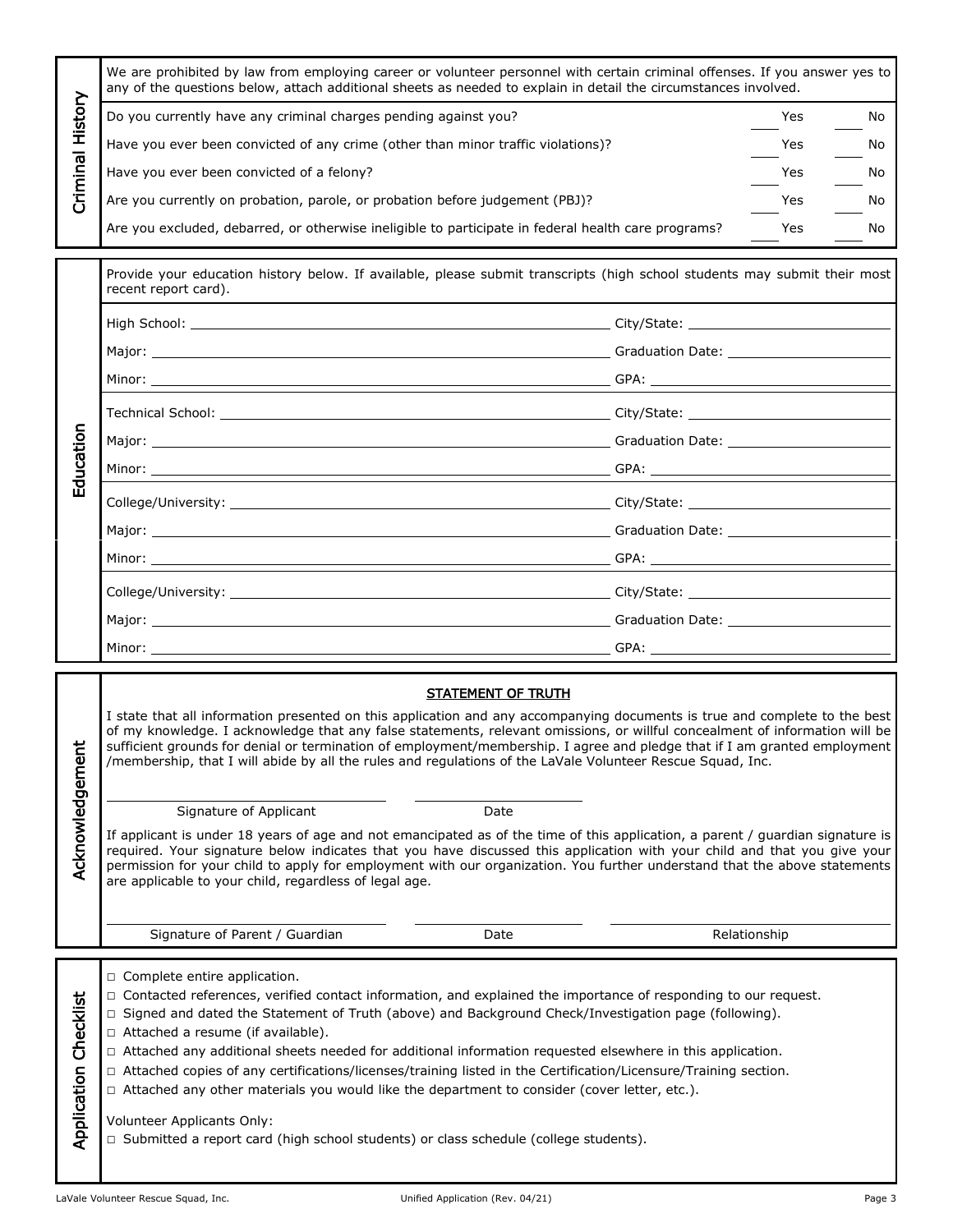## Criminal History

We are prohibited by law from employing career or volunteer personnel with certain criminal offenses. If you answer yes to any of the questions below, attach additional sheets as needed to explain in detail the circumstances involved.

| Question | | |
|---|---|---|
| Do you currently have any criminal charges pending against you? | ____ Yes | ____ No |
| Have you ever been convicted of any crime (other than minor traffic violations)? | ____ Yes | ____ No |
| Have you ever been convicted of a felony? | ____ Yes | ____ No |
| Are you currently on probation, parole, or probation before judgement (PBJ)? | ____ Yes | ____ No |
| Are you excluded, debarred, or otherwise ineligible to participate in federal health care programs? | ____ Yes | ____ No |

## Education

Provide your education history below. If available, please submit transcripts (high school students may submit their most recent report card).

High School: ______________________ City/State: ______________________

Major: ______________________ Graduation Date: ______________________

Minor: ______________________ GPA: ______________________

Technical School: ______________________ City/State: ______________________

Major: ______________________ Graduation Date: ______________________

Minor: ______________________ GPA: ______________________

College/University: ______________________ City/State: ______________________

Major: ______________________ Graduation Date: ______________________

Minor: ______________________ GPA: ______________________

College/University: ______________________ City/State: ______________________

Major: ______________________ Graduation Date: ______________________

Minor: ______________________ GPA: ______________________

## Acknowledgement

**STATEMENT OF TRUTH**

I state that all information presented on this application and any accompanying documents is true and complete to the best of my knowledge. I acknowledge that any false statements, relevant omissions, or willful concealment of information will be sufficient grounds for denial or termination of employment/membership. I agree and pledge that if I am granted employment /membership, that I will abide by all the rules and regulations of the LaVale Volunteer Rescue Squad, Inc.

______________________ ______________________

Signature of Applicant Date

If applicant is under 18 years of age and not emancipated as of the time of this application, a parent / guardian signature is required. Your signature below indicates that you have discussed this application with your child and that you give your permission for your child to apply for employment with our organization. You further understand that the above statements are applicable to your child, regardless of legal age.

______________________ ______________________ ______________________

Signature of Parent / Guardian Date Relationship

## Application Checklist

- □ Complete entire application.
- □ Contacted references, verified contact information, and explained the importance of responding to our request.
- □ Signed and dated the Statement of Truth (above) and Background Check/Investigation page (following).
- □ Attached a resume (if available).
- □ Attached any additional sheets needed for additional information requested elsewhere in this application.
- □ Attached copies of any certifications/licenses/training listed in the Certification/Licensure/Training section.
- □ Attached any other materials you would like the department to consider (cover letter, etc.).

Volunteer Applicants Only:

- □ Submitted a report card (high school students) or class schedule (college students).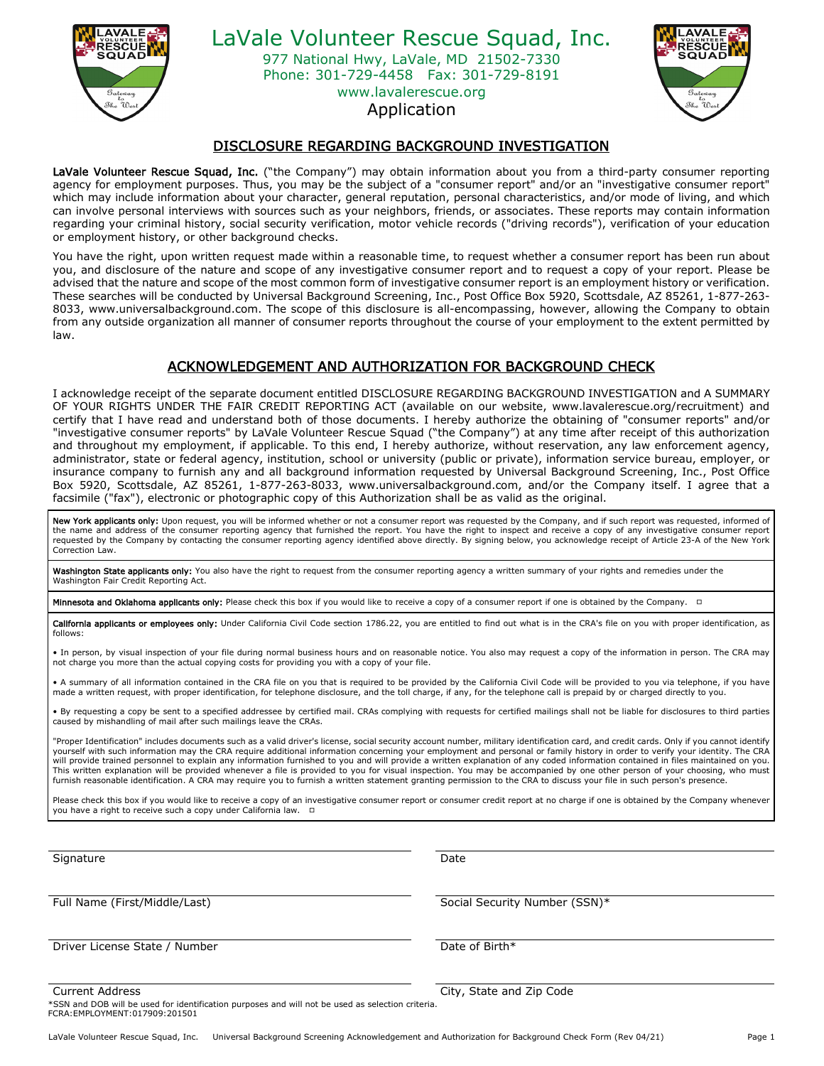# LaVale Volunteer Rescue Squad, Inc.

977 National Hwy, LaVale, MD 21502-7330
Phone: 301-729-4458 Fax: 301-729-8191
www.lavalerescue.org

Application

## DISCLOSURE REGARDING BACKGROUND INVESTIGATION

**LaVale Volunteer Rescue Squad, Inc.** ("the Company") may obtain information about you from a third-party consumer reporting agency for employment purposes. Thus, you may be the subject of a "consumer report" and/or an "investigative consumer report" which may include information about your character, general reputation, personal characteristics, and/or mode of living, and which can involve personal interviews with sources such as your neighbors, friends, or associates. These reports may contain information regarding your criminal history, social security verification, motor vehicle records ("driving records"), verification of your education or employment history, or other background checks.

You have the right, upon written request made within a reasonable time, to request whether a consumer report has been run about you, and disclosure of the nature and scope of any investigative consumer report and to request a copy of your report. Please be advised that the nature and scope of the most common form of investigative consumer report is an employment history or verification. These searches will be conducted by Universal Background Screening, Inc., Post Office Box 5920, Scottsdale, AZ 85261, 1-877-263-8033, www.universalbackground.com. The scope of this disclosure is all-encompassing, however, allowing the Company to obtain from any outside organization all manner of consumer reports throughout the course of your employment to the extent permitted by law.

## ACKNOWLEDGEMENT AND AUTHORIZATION FOR BACKGROUND CHECK

I acknowledge receipt of the separate document entitled DISCLOSURE REGARDING BACKGROUND INVESTIGATION and A SUMMARY OF YOUR RIGHTS UNDER THE FAIR CREDIT REPORTING ACT (available on our website, www.lavalerescue.org/recruitment) and certify that I have read and understand both of those documents. I hereby authorize the obtaining of "consumer reports" and/or "investigative consumer reports" by LaVale Volunteer Rescue Squad ("the Company") at any time after receipt of this authorization and throughout my employment, if applicable. To this end, I hereby authorize, without reservation, any law enforcement agency, administrator, state or federal agency, institution, school or university (public or private), information service bureau, employer, or insurance company to furnish any and all background information requested by Universal Background Screening, Inc., Post Office Box 5920, Scottsdale, AZ 85261, 1-877-263-8033, www.universalbackground.com, and/or the Company itself. I agree that a facsimile ("fax"), electronic or photographic copy of this Authorization shall be as valid as the original.

**New York applicants only:** Upon request, you will be informed whether or not a consumer report was requested by the Company, and if such report was requested, informed of the name and address of the consumer reporting agency that furnished the report. You have the right to inspect and receive a copy of any investigative consumer report requested by the Company by contacting the consumer reporting agency identified above directly. By signing below, you acknowledge receipt of Article 23-A of the New York Correction Law.

**Washington State applicants only:** You also have the right to request from the consumer reporting agency a written summary of your rights and remedies under the Washington Fair Credit Reporting Act.

**Minnesota and Oklahoma applicants only:** Please check this box if you would like to receive a copy of a consumer report if one is obtained by the Company. ☐

**California applicants or employees only:** Under California Civil Code section 1786.22, you are entitled to find out what is in the CRA's file on you with proper identification, as follows:

- In person, by visual inspection of your file during normal business hours and on reasonable notice. You also may request a copy of the information in person. The CRA may not charge you more than the actual copying costs for providing you with a copy of your file.
- A summary of all information contained in the CRA file on you that is required to be provided by the California Civil Code will be provided to you via telephone, if you have made a written request, with proper identification, for telephone disclosure, and the toll charge, if any, for the telephone call is prepaid by or charged directly to you.
- By requesting a copy be sent to a specified addressee by certified mail. CRAs complying with requests for certified mailings shall not be liable for disclosures to third parties caused by mishandling of mail after such mailings leave the CRAs.

"Proper Identification" includes documents such as a valid driver's license, social security account number, military identification card, and credit cards. Only if you cannot identify yourself with such information may the CRA require additional information concerning your employment and personal or family history in order to verify your identity. The CRA will provide trained personnel to explain any information furnished to you and will provide a written explanation of any coded information contained in files maintained on you. This written explanation will be provided whenever a file is provided to you for visual inspection. You may be accompanied by one other person of your choosing, who must furnish reasonable identification. A CRA may require you to furnish a written statement granting permission to the CRA to discuss your file in such person's presence.

Please check this box if you would like to receive a copy of an investigative consumer report or consumer credit report at no charge if one is obtained by the Company whenever you have a right to receive such a copy under California law. ☐

Signature ______________________ Date ______________________

Full Name (First/Middle/Last) ______________________ Social Security Number (SSN)* ______________________

Driver License State / Number ______________________ Date of Birth* ______________________

Current Address ______________________ City, State and Zip Code ______________________

*SSN and DOB will be used for identification purposes and will not be used as selection criteria.
FCRA:EMPLOYMENT:017909:201501

LaVale Volunteer Rescue Squad, Inc. Universal Background Screening Acknowledgement and Authorization for Background Check Form (Rev 04/21)